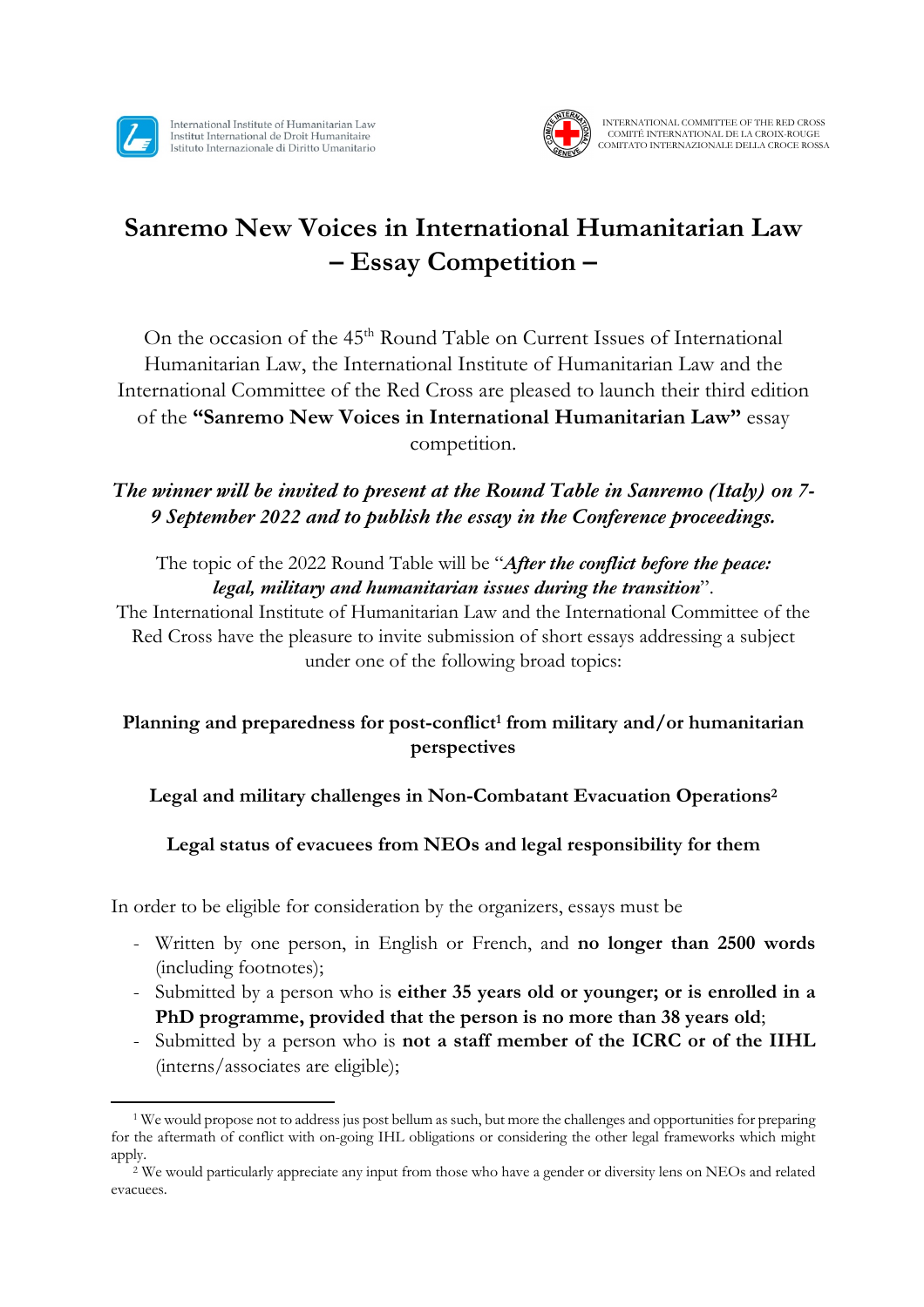International Institute of Humanitarian Law
Institut International de Droit Humanitaire
Istituto Internazionale di Diritto Umanitario

INTERNATIONAL COMMITTEE OF THE RED CROSS
COMITÉ INTERNATIONAL DE LA CROIX-ROUGE
COMITATO INTERNAZIONALE DELLA CROCE ROSSA

# Sanremo New Voices in International Humanitarian Law – Essay Competition –

On the occasion of the 45th Round Table on Current Issues of International Humanitarian Law, the International Institute of Humanitarian Law and the International Committee of the Red Cross are pleased to launch their third edition of the **"Sanremo New Voices in International Humanitarian Law"** essay competition.

***The winner will be invited to present at the Round Table in Sanremo (Italy) on 7-9 September 2022 and to publish the essay in the Conference proceedings.***

The topic of the 2022 Round Table will be "***After the conflict before the peace: legal, military and humanitarian issues during the transition***".

The International Institute of Humanitarian Law and the International Committee of the Red Cross have the pleasure to invite submission of short essays addressing a subject under one of the following broad topics:

**Planning and preparedness for post-conflict[1] from military and/or humanitarian perspectives**

**Legal and military challenges in Non-Combatant Evacuation Operations[2]**

**Legal status of evacuees from NEOs and legal responsibility for them**

In order to be eligible for consideration by the organizers, essays must be

- Written by one person, in English or French, and **no longer than 2500 words** (including footnotes);
- Submitted by a person who is **either 35 years old or younger; or is enrolled in a PhD programme, provided that the person is no more than 38 years old**;
- Submitted by a person who is **not a staff member of the ICRC or of the IIHL** (interns/associates are eligible);

---

[1] We would propose not to address jus post bellum as such, but more the challenges and opportunities for preparing for the aftermath of conflict with on-going IHL obligations or considering the other legal frameworks which might apply.

[2] We would particularly appreciate any input from those who have a gender or diversity lens on NEOs and related evacuees.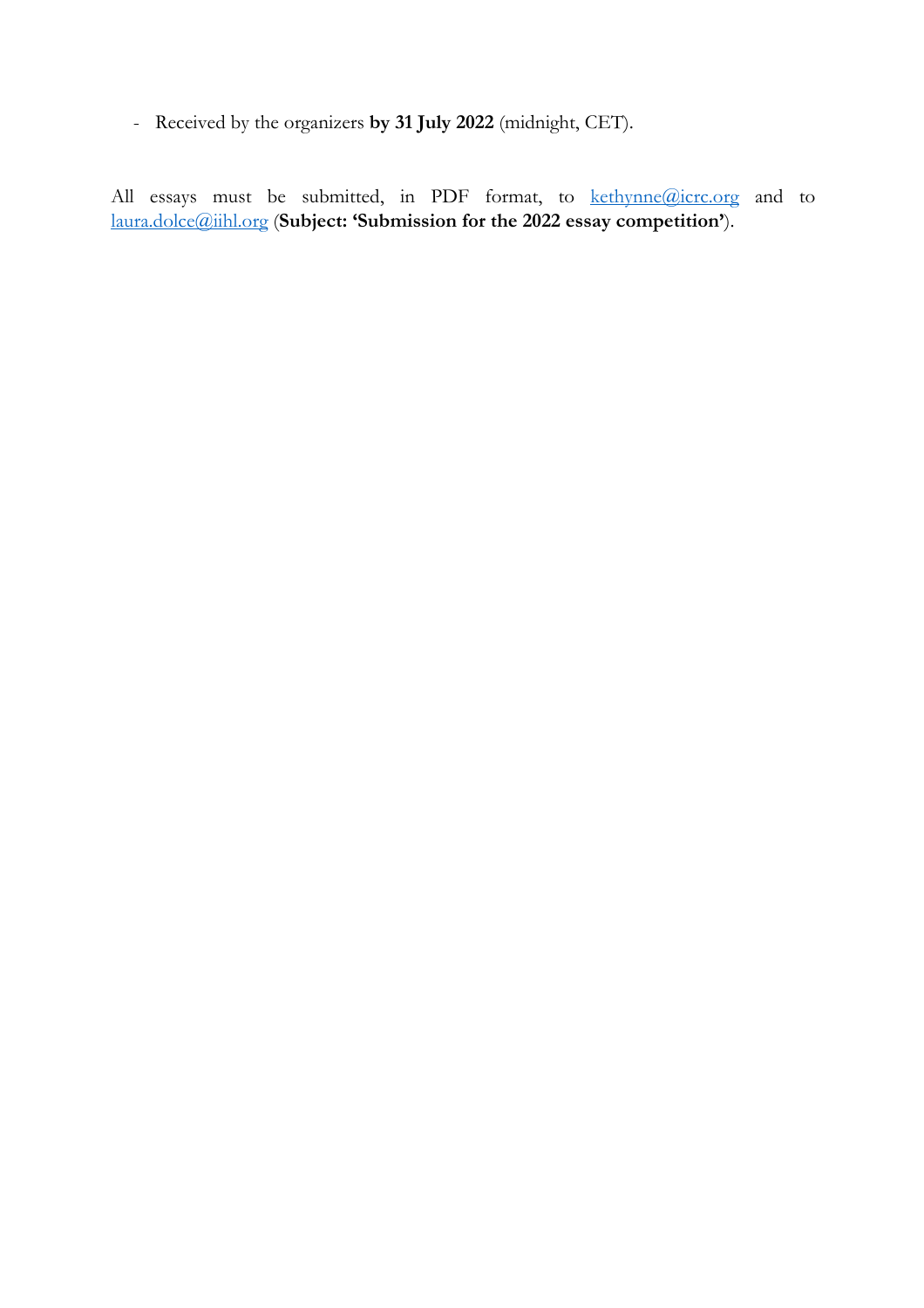- Received by the organizers **by 31 July 2022** (midnight, CET).

All essays must be submitted, in PDF format, to [kethynne@icrc.org](mailto:kethynne@icrc.org) and to [laura.dolce@iihl.org](mailto:laura.dolce@iihl.org) (**Subject: 'Submission for the 2022 essay competition'**).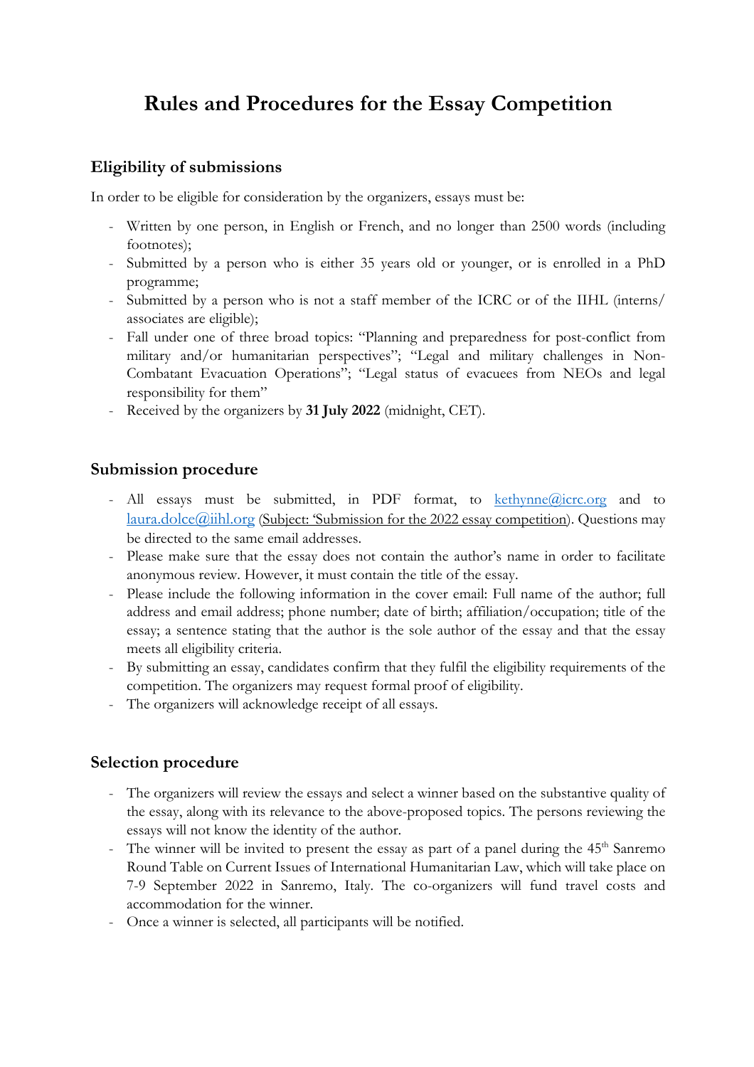# Rules and Procedures for the Essay Competition

## Eligibility of submissions

In order to be eligible for consideration by the organizers, essays must be:

- Written by one person, in English or French, and no longer than 2500 words (including footnotes);
- Submitted by a person who is either 35 years old or younger, or is enrolled in a PhD programme;
- Submitted by a person who is not a staff member of the ICRC or of the IIHL (interns/associates are eligible);
- Fall under one of three broad topics: "Planning and preparedness for post-conflict from military and/or humanitarian perspectives"; "Legal and military challenges in Non-Combatant Evacuation Operations"; "Legal status of evacuees from NEOs and legal responsibility for them"
- Received by the organizers by **31 July 2022** (midnight, CET).

## Submission procedure

- All essays must be submitted, in PDF format, to kethynne@icrc.org and to laura.dolce@iihl.org (Subject: 'Submission for the 2022 essay competition). Questions may be directed to the same email addresses.
- Please make sure that the essay does not contain the author's name in order to facilitate anonymous review. However, it must contain the title of the essay.
- Please include the following information in the cover email: Full name of the author; full address and email address; phone number; date of birth; affiliation/occupation; title of the essay; a sentence stating that the author is the sole author of the essay and that the essay meets all eligibility criteria.
- By submitting an essay, candidates confirm that they fulfil the eligibility requirements of the competition. The organizers may request formal proof of eligibility.
- The organizers will acknowledge receipt of all essays.

## Selection procedure

- The organizers will review the essays and select a winner based on the substantive quality of the essay, along with its relevance to the above-proposed topics. The persons reviewing the essays will not know the identity of the author.
- The winner will be invited to present the essay as part of a panel during the 45th Sanremo Round Table on Current Issues of International Humanitarian Law, which will take place on 7-9 September 2022 in Sanremo, Italy. The co-organizers will fund travel costs and accommodation for the winner.
- Once a winner is selected, all participants will be notified.